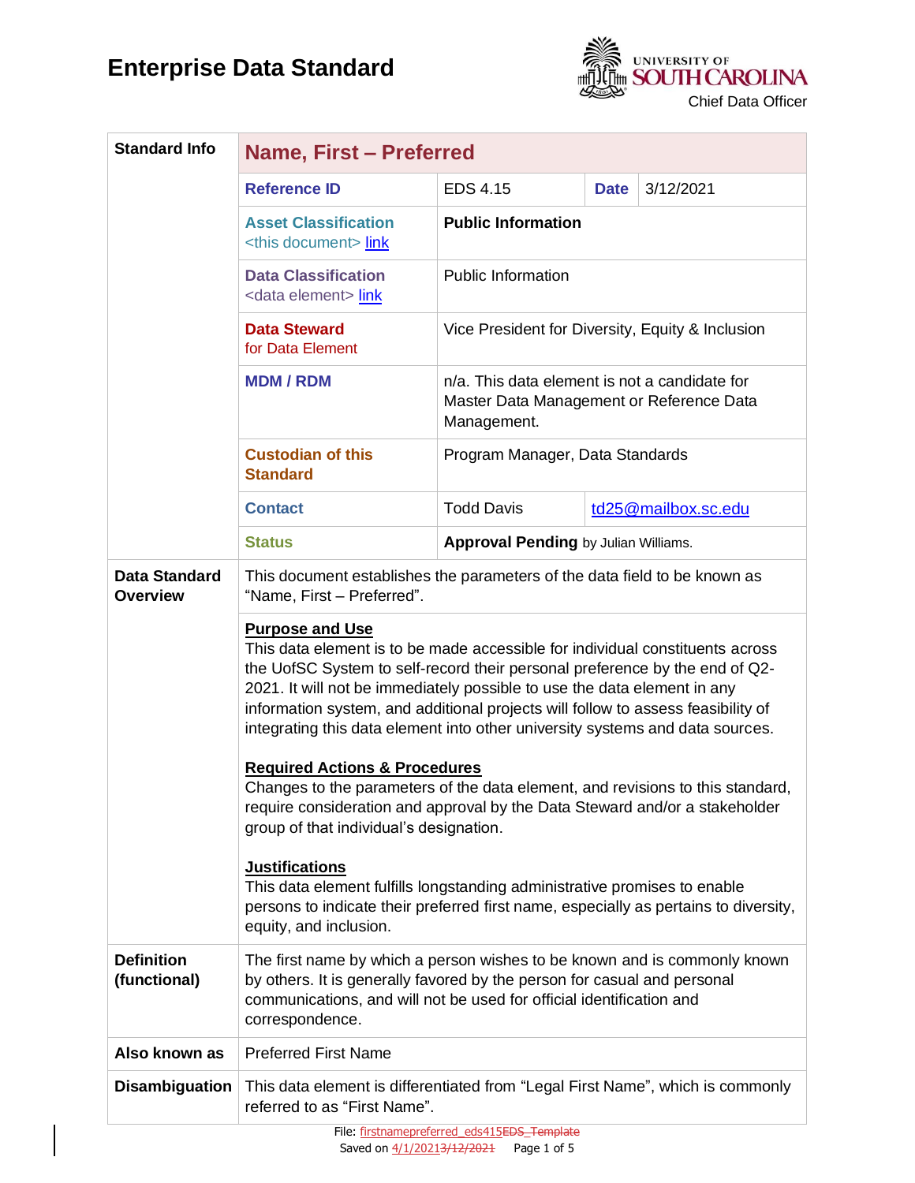# Enterprise Data Standard

University of South Carolina
Chief Data Officer

| Standard Info | Name, First – Preferred | | | |
|---|---|---|---|---|
| | **Reference ID** | EDS 4.15 | **Date** | 3/12/2021 |
| | **Asset Classification** <this document> link | **Public Information** | | |
| | **Data Classification** <data element> link | Public Information | | |
| | **Data Steward** for Data Element | Vice President for Diversity, Equity & Inclusion | | |
| | **MDM / RDM** | n/a. This data element is not a candidate for Master Data Management or Reference Data Management. | | |
| | **Custodian of this Standard** | Program Manager, Data Standards | | |
| | **Contact** | Todd Davis | td25@mailbox.sc.edu | |
| | **Status** | **Approval Pending** by Julian Williams. | | |
| **Data Standard Overview** | This document establishes the parameters of the data field to be known as "Name, First – Preferred". | | | |
| | **Purpose and Use** This data element is to be made accessible for individual constituents across the UofSC System to self-record their personal preference by the end of Q2-2021. It will not be immediately possible to use the data element in any information system, and additional projects will follow to assess feasibility of integrating this data element into other university systems and data sources. **Required Actions & Procedures** Changes to the parameters of the data element, and revisions to this standard, require consideration and approval by the Data Steward and/or a stakeholder group of that individual's designation. **Justifications** This data element fulfills longstanding administrative promises to enable persons to indicate their preferred first name, especially as pertains to diversity, equity, and inclusion. | | | |
| **Definition (functional)** | The first name by which a person wishes to be known and is commonly known by others. It is generally favored by the person for casual and personal communications, and will not be used for official identification and correspondence. | | | |
| **Also known as** | Preferred First Name | | | |
| **Disambiguation** | This data element is differentiated from "Legal First Name", which is commonly referred to as "First Name". | | | |

File: firstnamepreferred_eds415~~EDS_Template~~
Saved on 4/1/2021~~3/12/2021~~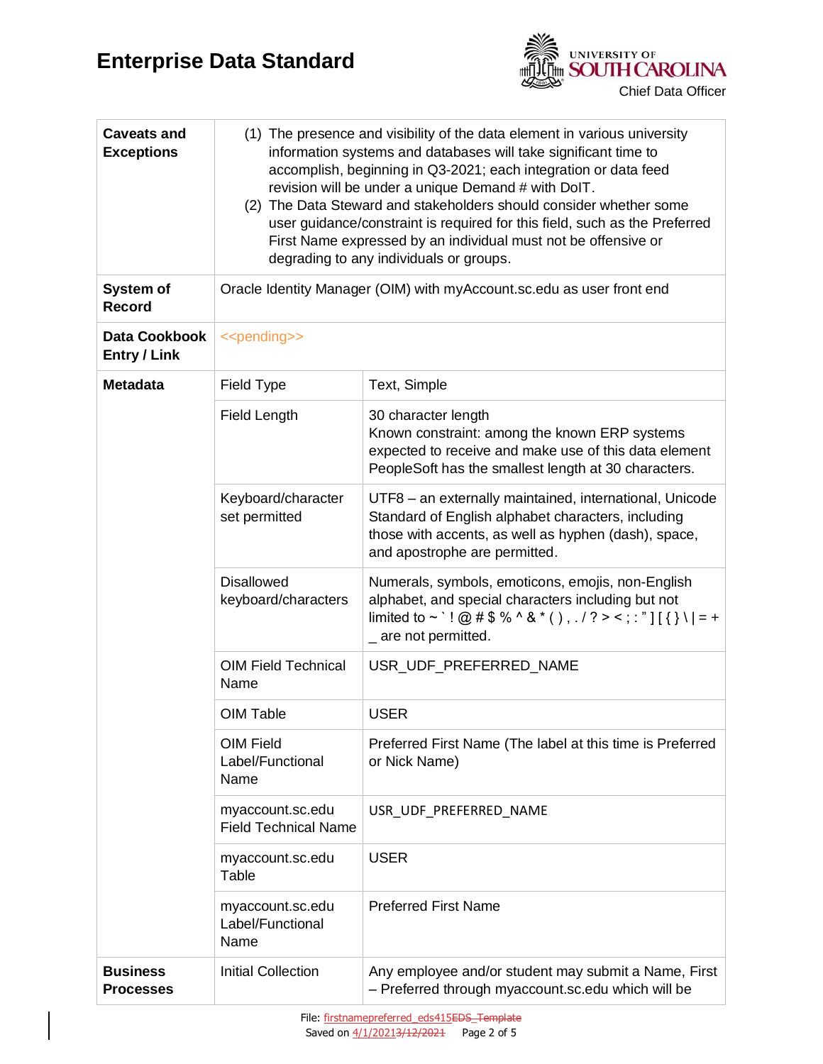| | | |
|---|---|---|
| **Caveats and Exceptions** | (1) The presence and visibility of the data element in various university information systems and databases will take significant time to accomplish, beginning in Q3-2021; each integration or data feed revision will be under a unique Demand # with DoIT.<br>(2) The Data Steward and stakeholders should consider whether some user guidance/constraint is required for this field, such as the Preferred First Name expressed by an individual must not be offensive or degrading to any individuals or groups. | |
| **System of Record** | Oracle Identity Manager (OIM) with myAccount.sc.edu as user front end | |
| **Data Cookbook Entry / Link** | <<pending>> | |
| **Metadata** | Field Type | Text, Simple |
| | Field Length | 30 character length<br>Known constraint: among the known ERP systems expected to receive and make use of this data element PeopleSoft has the smallest length at 30 characters. |
| | Keyboard/character set permitted | UTF8 – an externally maintained, international, Unicode Standard of English alphabet characters, including those with accents, as well as hyphen (dash), space, and apostrophe are permitted. |
| | Disallowed keyboard/characters | Numerals, symbols, emoticons, emojis, non-English alphabet, and special characters including but not limited to ~ ` ! @ # $ % ^ & * ( ) , . / ? > < ; : " ] [ { } \ \| = + _ are not permitted. |
| | OIM Field Technical Name | USR_UDF_PREFERRED_NAME |
| | OIM Table | USER |
| | OIM Field Label/Functional Name | Preferred First Name (The label at this time is Preferred or Nick Name) |
| | myaccount.sc.edu Field Technical Name | USR_UDF_PREFERRED_NAME |
| | myaccount.sc.edu Table | USER |
| | myaccount.sc.edu Label/Functional Name | Preferred First Name |
| **Business Processes** | Initial Collection | Any employee and/or student may submit a Name, First – Preferred through myaccount.sc.edu which will be |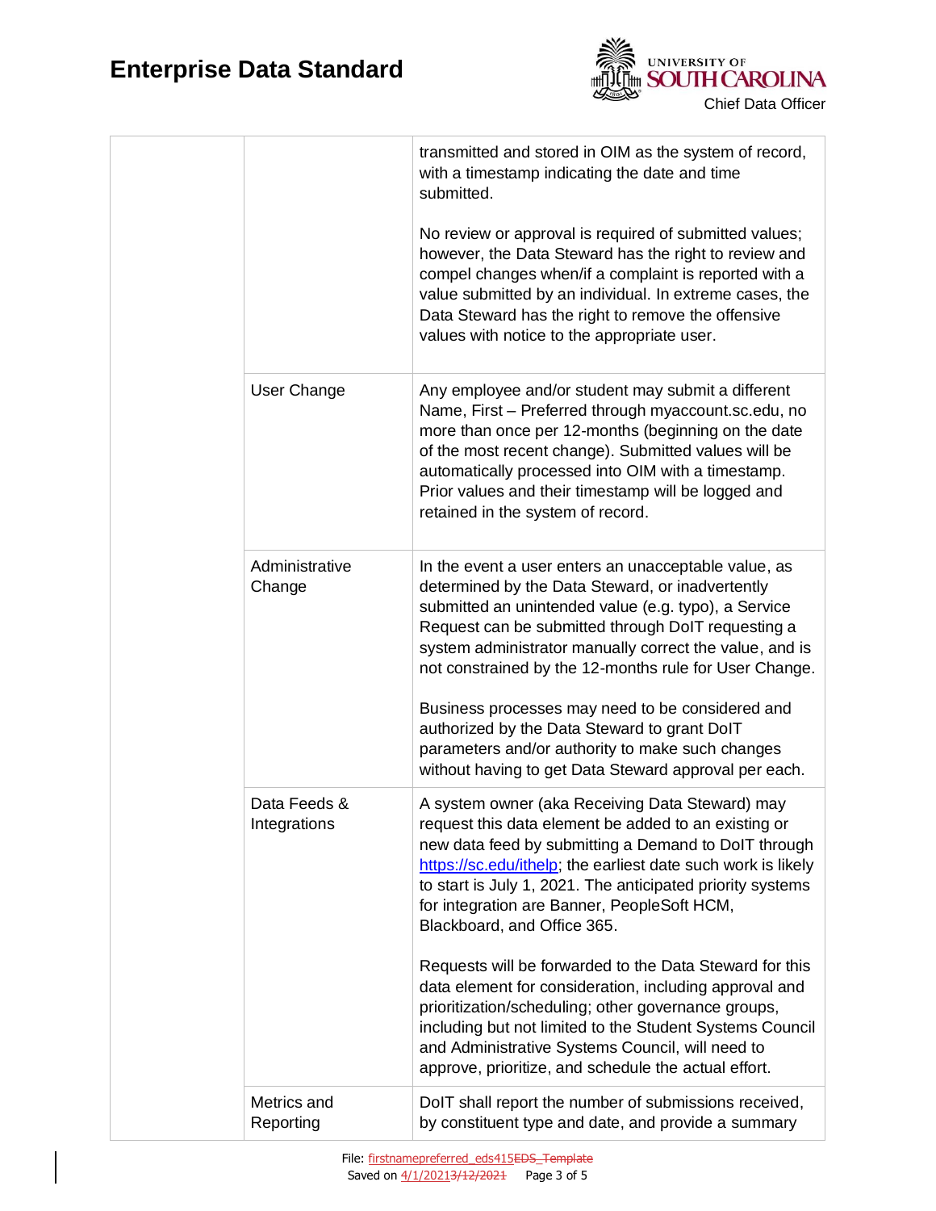| | | |
|---|---|---|
| | | transmitted and stored in OIM as the system of record, with a timestamp indicating the date and time submitted.<br><br>No review or approval is required of submitted values; however, the Data Steward has the right to review and compel changes when/if a complaint is reported with a value submitted by an individual. In extreme cases, the Data Steward has the right to remove the offensive values with notice to the appropriate user. |
| | User Change | Any employee and/or student may submit a different Name, First – Preferred through myaccount.sc.edu, no more than once per 12-months (beginning on the date of the most recent change). Submitted values will be automatically processed into OIM with a timestamp. Prior values and their timestamp will be logged and retained in the system of record. |
| | Administrative Change | In the event a user enters an unacceptable value, as determined by the Data Steward, or inadvertently submitted an unintended value (e.g. typo), a Service Request can be submitted through DoIT requesting a system administrator manually correct the value, and is not constrained by the 12-months rule for User Change.<br><br>Business processes may need to be considered and authorized by the Data Steward to grant DoIT parameters and/or authority to make such changes without having to get Data Steward approval per each. |
| | Data Feeds & Integrations | A system owner (aka Receiving Data Steward) may request this data element be added to an existing or new data feed by submitting a Demand to DoIT through https://sc.edu/ithelp; the earliest date such work is likely to start is July 1, 2021. The anticipated priority systems for integration are Banner, PeopleSoft HCM, Blackboard, and Office 365.<br><br>Requests will be forwarded to the Data Steward for this data element for consideration, including approval and prioritization/scheduling; other governance groups, including but not limited to the Student Systems Council and Administrative Systems Council, will need to approve, prioritize, and schedule the actual effort. |
| | Metrics and Reporting | DoIT shall report the number of submissions received, by constituent type and date, and provide a summary |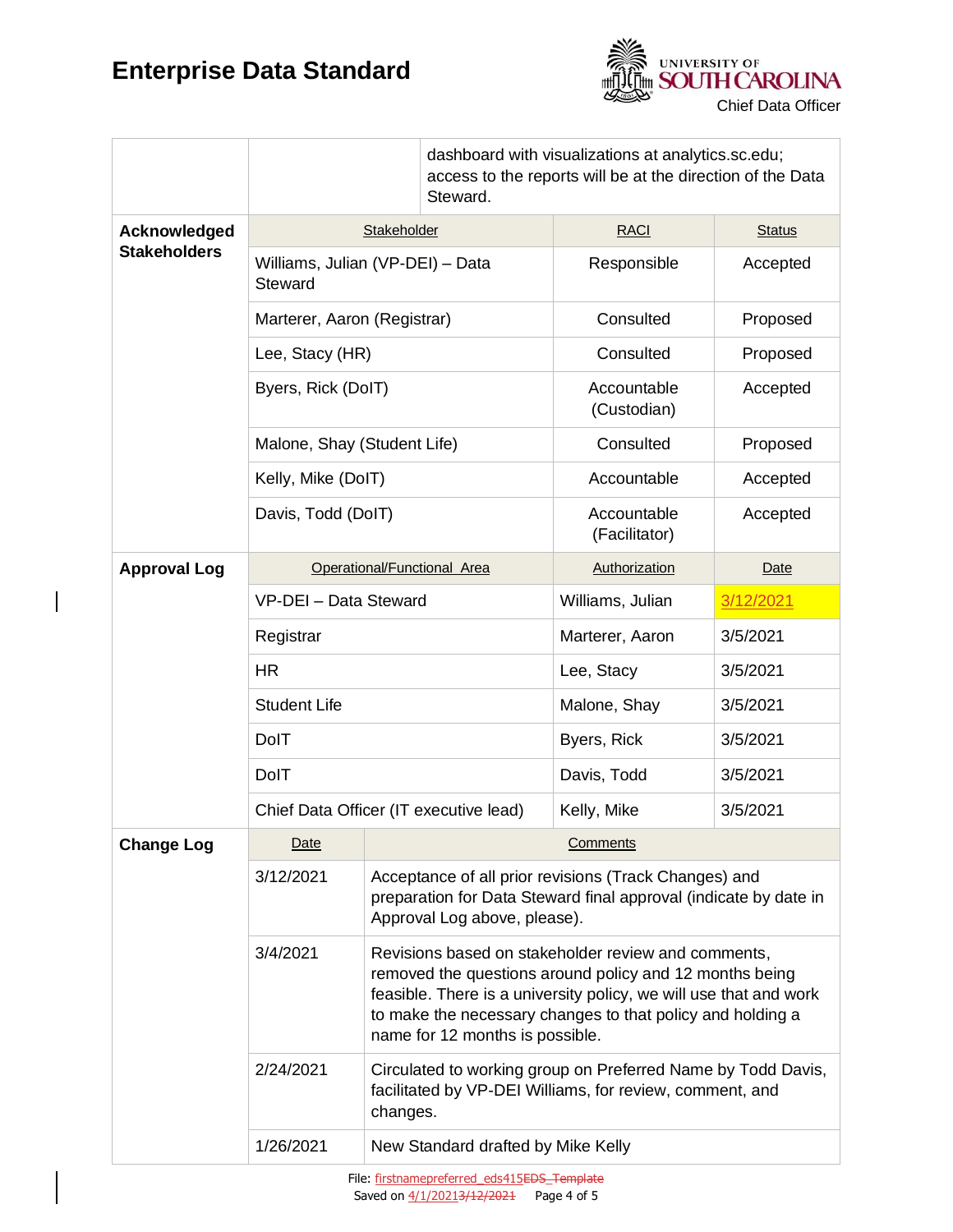| | | |
|---|---|---|
| | | dashboard with visualizations at analytics.sc.edu; access to the reports will be at the direction of the Data Steward. |

| **Acknowledged Stakeholders** | Stakeholder | RACI | Status |
|---|---|---|---|
| | Williams, Julian (VP-DEI) – Data Steward | Responsible | Accepted |
| | Marterer, Aaron (Registrar) | Consulted | Proposed |
| | Lee, Stacy (HR) | Consulted | Proposed |
| | Byers, Rick (DoIT) | Accountable (Custodian) | Accepted |
| | Malone, Shay (Student Life) | Consulted | Proposed |
| | Kelly, Mike (DoIT) | Accountable | Accepted |
| | Davis, Todd (DoIT) | Accountable (Facilitator) | Accepted |

| **Approval Log** | Operational/Functional Area | Authorization | Date |
|---|---|---|---|
| | VP-DEI – Data Steward | Williams, Julian | 3/12/2021 |
| | Registrar | Marterer, Aaron | 3/5/2021 |
| | HR | Lee, Stacy | 3/5/2021 |
| | Student Life | Malone, Shay | 3/5/2021 |
| | DoIT | Byers, Rick | 3/5/2021 |
| | DoIT | Davis, Todd | 3/5/2021 |
| | Chief Data Officer (IT executive lead) | Kelly, Mike | 3/5/2021 |

| **Change Log** | Date | Comments |
|---|---|---|
| | 3/12/2021 | Acceptance of all prior revisions (Track Changes) and preparation for Data Steward final approval (indicate by date in Approval Log above, please). |
| | 3/4/2021 | Revisions based on stakeholder review and comments, removed the questions around policy and 12 months being feasible. There is a university policy, we will use that and work to make the necessary changes to that policy and holding a name for 12 months is possible. |
| | 2/24/2021 | Circulated to working group on Preferred Name by Todd Davis, facilitated by VP-DEI Williams, for review, comment, and changes. |
| | 1/26/2021 | New Standard drafted by Mike Kelly |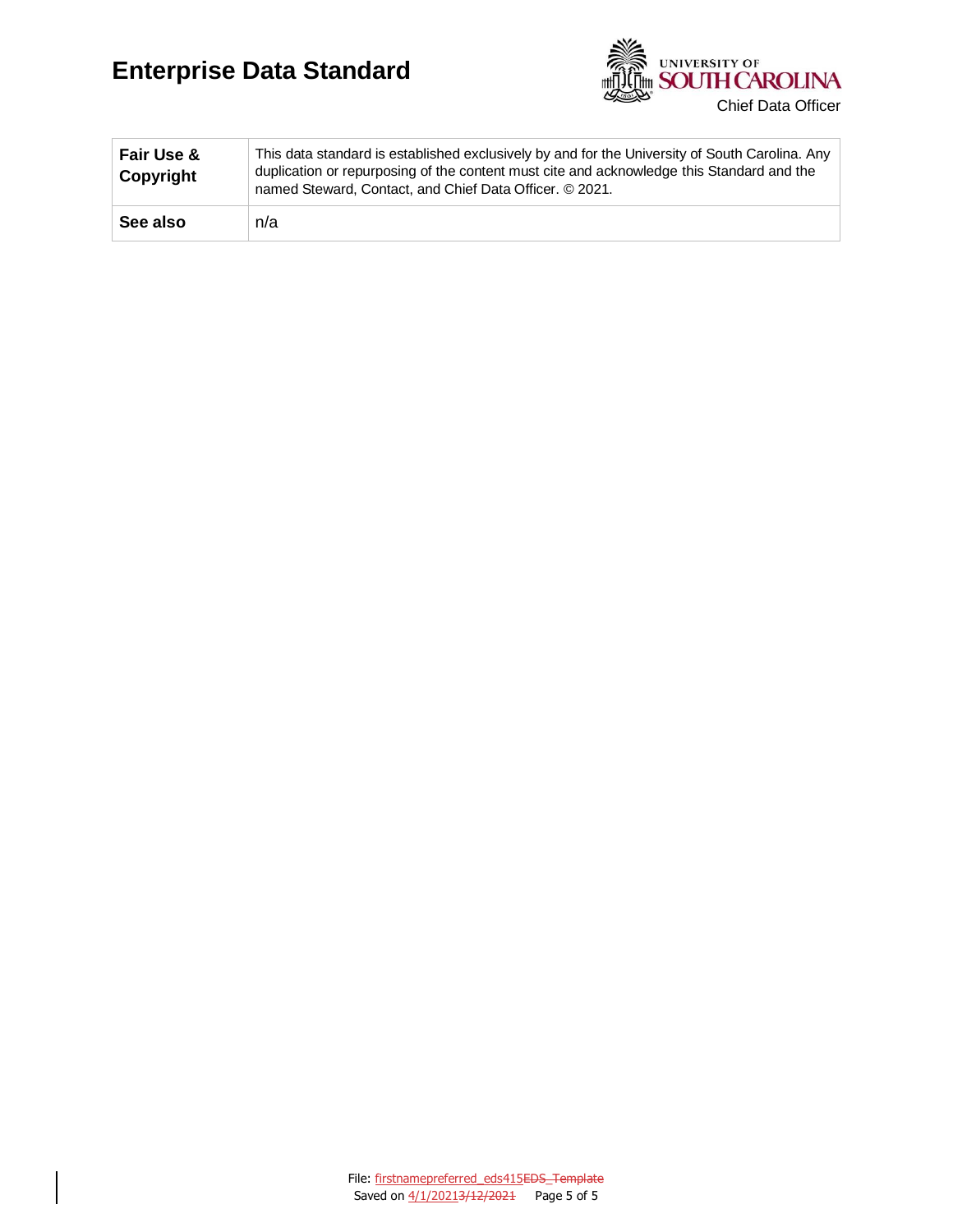| | |
|---|---|
| **Fair Use & Copyright** | This data standard is established exclusively by and for the University of South Carolina. Any duplication or repurposing of the content must cite and acknowledge this Standard and the named Steward, Contact, and Chief Data Officer. © 2021. |
| **See also** | n/a |